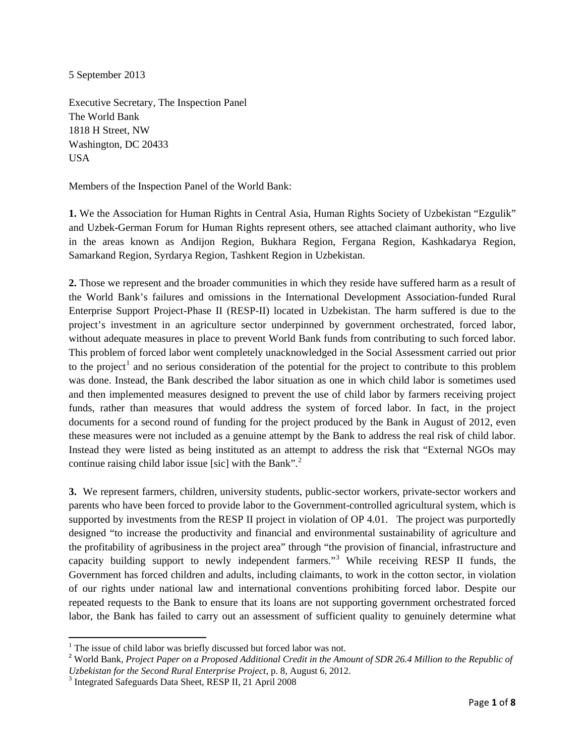5 September 2013

Executive Secretary, The Inspection Panel
The World Bank
1818 H Street, NW
Washington, DC 20433
USA

Members of the Inspection Panel of the World Bank:

**1.** We the Association for Human Rights in Central Asia, Human Rights Society of Uzbekistan "Ezgulik" and Uzbek-German Forum for Human Rights represent others, see attached claimant authority, who live in the areas known as Andijon Region, Bukhara Region, Fergana Region, Kashkadarya Region, Samarkand Region, Syrdarya Region, Tashkent Region in Uzbekistan.

**2.** Those we represent and the broader communities in which they reside have suffered harm as a result of the World Bank's failures and omissions in the International Development Association-funded Rural Enterprise Support Project-Phase II (RESP-II) located in Uzbekistan. The harm suffered is due to the project's investment in an agriculture sector underpinned by government orchestrated, forced labor, without adequate measures in place to prevent World Bank funds from contributing to such forced labor. This problem of forced labor went completely unacknowledged in the Social Assessment carried out prior to the project[1] and no serious consideration of the potential for the project to contribute to this problem was done. Instead, the Bank described the labor situation as one in which child labor is sometimes used and then implemented measures designed to prevent the use of child labor by farmers receiving project funds, rather than measures that would address the system of forced labor. In fact, in the project documents for a second round of funding for the project produced by the Bank in August of 2012, even these measures were not included as a genuine attempt by the Bank to address the real risk of child labor. Instead they were listed as being instituted as an attempt to address the risk that "External NGOs may continue raising child labor issue [sic] with the Bank".[2]

**3.** We represent farmers, children, university students, public-sector workers, private-sector workers and parents who have been forced to provide labor to the Government-controlled agricultural system, which is supported by investments from the RESP II project in violation of OP 4.01. The project was purportedly designed "to increase the productivity and financial and environmental sustainability of agriculture and the profitability of agribusiness in the project area" through "the provision of financial, infrastructure and capacity building support to newly independent farmers."[3] While receiving RESP II funds, the Government has forced children and adults, including claimants, to work in the cotton sector, in violation of our rights under national law and international conventions prohibiting forced labor. Despite our repeated requests to the Bank to ensure that its loans are not supporting government orchestrated forced labor, the Bank has failed to carry out an assessment of sufficient quality to genuinely determine what

---

[1] The issue of child labor was briefly discussed but forced labor was not.

[2] World Bank, *Project Paper on a Proposed Additional Credit in the Amount of SDR 26.4 Million to the Republic of Uzbekistan for the Second Rural Enterprise Project*, p. 8, August 6, 2012.

[3] Integrated Safeguards Data Sheet, RESP II, 21 April 2008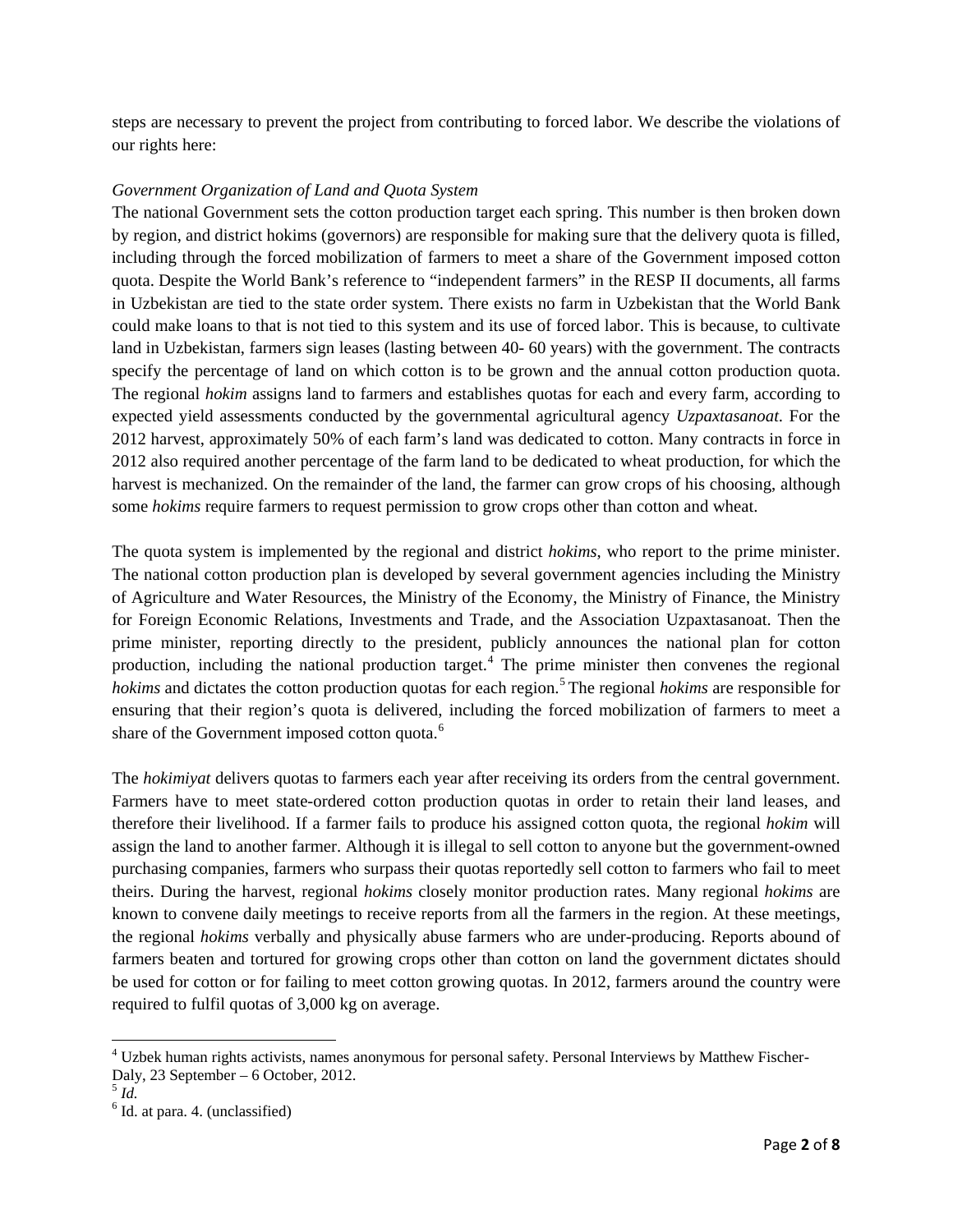steps are necessary to prevent the project from contributing to forced labor. We describe the violations of our rights here:

*Government Organization of Land and Quota System*

The national Government sets the cotton production target each spring. This number is then broken down by region, and district hokims (governors) are responsible for making sure that the delivery quota is filled, including through the forced mobilization of farmers to meet a share of the Government imposed cotton quota. Despite the World Bank's reference to "independent farmers" in the RESP II documents, all farms in Uzbekistan are tied to the state order system. There exists no farm in Uzbekistan that the World Bank could make loans to that is not tied to this system and its use of forced labor. This is because, to cultivate land in Uzbekistan, farmers sign leases (lasting between 40- 60 years) with the government. The contracts specify the percentage of land on which cotton is to be grown and the annual cotton production quota. The regional *hokim* assigns land to farmers and establishes quotas for each and every farm, according to expected yield assessments conducted by the governmental agricultural agency *Uzpaxtasanoat*. For the 2012 harvest, approximately 50% of each farm's land was dedicated to cotton. Many contracts in force in 2012 also required another percentage of the farm land to be dedicated to wheat production, for which the harvest is mechanized. On the remainder of the land, the farmer can grow crops of his choosing, although some *hokims* require farmers to request permission to grow crops other than cotton and wheat.

The quota system is implemented by the regional and district *hokims*, who report to the prime minister. The national cotton production plan is developed by several government agencies including the Ministry of Agriculture and Water Resources, the Ministry of the Economy, the Ministry of Finance, the Ministry for Foreign Economic Relations, Investments and Trade, and the Association Uzpaxtasanoat. Then the prime minister, reporting directly to the president, publicly announces the national plan for cotton production, including the national production target.[4] The prime minister then convenes the regional *hokims* and dictates the cotton production quotas for each region.[5] The regional *hokims* are responsible for ensuring that their region's quota is delivered, including the forced mobilization of farmers to meet a share of the Government imposed cotton quota.[6]

The *hokimiyat* delivers quotas to farmers each year after receiving its orders from the central government. Farmers have to meet state-ordered cotton production quotas in order to retain their land leases, and therefore their livelihood. If a farmer fails to produce his assigned cotton quota, the regional *hokim* will assign the land to another farmer. Although it is illegal to sell cotton to anyone but the government-owned purchasing companies, farmers who surpass their quotas reportedly sell cotton to farmers who fail to meet theirs. During the harvest, regional *hokims* closely monitor production rates. Many regional *hokims* are known to convene daily meetings to receive reports from all the farmers in the region. At these meetings, the regional *hokims* verbally and physically abuse farmers who are under-producing. Reports abound of farmers beaten and tortured for growing crops other than cotton on land the government dictates should be used for cotton or for failing to meet cotton growing quotas. In 2012, farmers around the country were required to fulfil quotas of 3,000 kg on average.

---

[4] Uzbek human rights activists, names anonymous for personal safety. Personal Interviews by Matthew Fischer-Daly, 23 September – 6 October, 2012.

[5] *Id.*

[6] Id. at para. 4. (unclassified)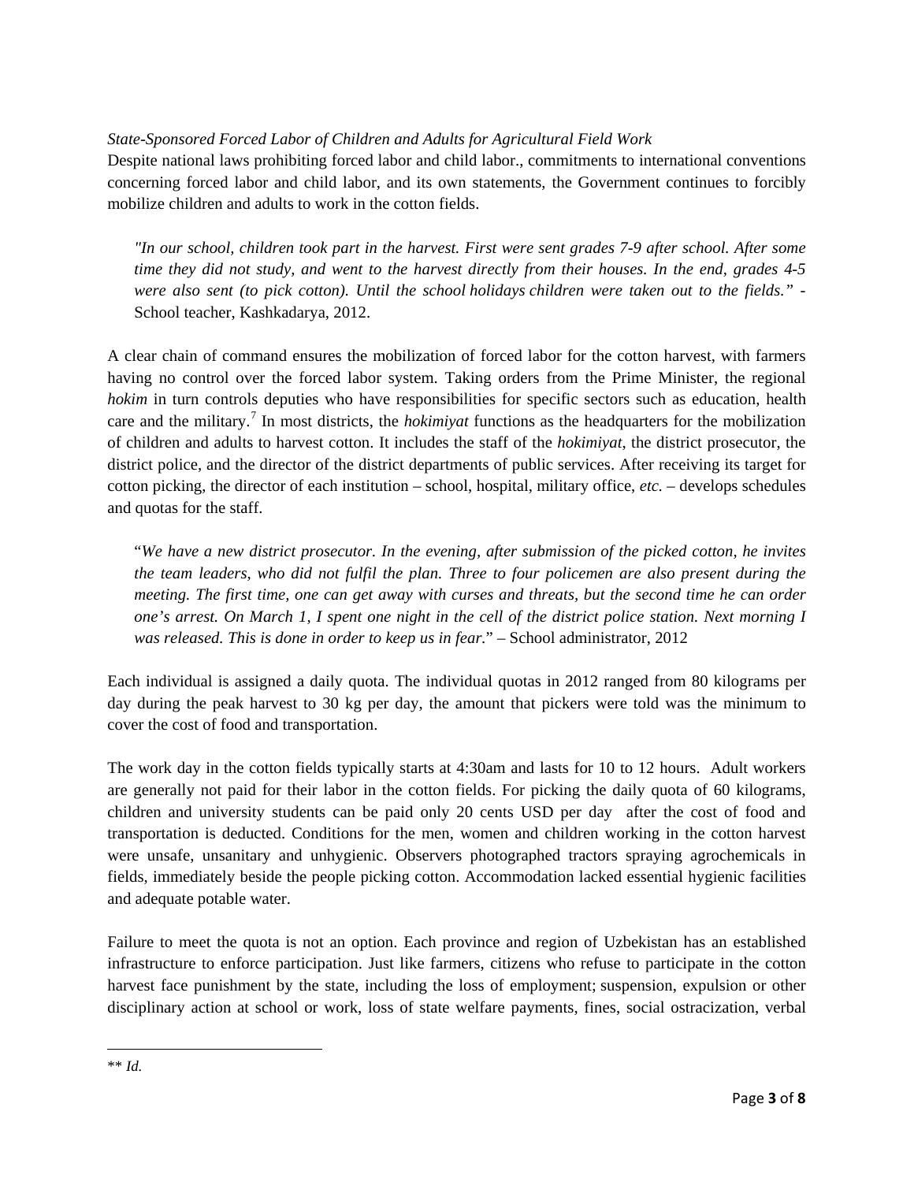*State-Sponsored Forced Labor of Children and Adults for Agricultural Field Work*

Despite national laws prohibiting forced labor and child labor., commitments to international conventions concerning forced labor and child labor, and its own statements, the Government continues to forcibly mobilize children and adults to work in the cotton fields.

> *"In our school, children took part in the harvest. First were sent grades 7-9 after school. After some time they did not study, and went to the harvest directly from their houses. In the end, grades 4-5 were also sent (to pick cotton). Until the school holidays children were taken out to the fields."* - School teacher, Kashkadarya, 2012.

A clear chain of command ensures the mobilization of forced labor for the cotton harvest, with farmers having no control over the forced labor system. Taking orders from the Prime Minister, the regional *hokim* in turn controls deputies who have responsibilities for specific sectors such as education, health care and the military.[7] In most districts, the *hokimiyat* functions as the headquarters for the mobilization of children and adults to harvest cotton. It includes the staff of the *hokimiyat*, the district prosecutor, the district police, and the director of the district departments of public services. After receiving its target for cotton picking, the director of each institution – school, hospital, military office, *etc.* – develops schedules and quotas for the staff.

> "*We have a new district prosecutor. In the evening, after submission of the picked cotton, he invites the team leaders, who did not fulfil the plan. Three to four policemen are also present during the meeting. The first time, one can get away with curses and threats, but the second time he can order one's arrest. On March 1, I spent one night in the cell of the district police station. Next morning I was released. This is done in order to keep us in fear.*" – School administrator, 2012

Each individual is assigned a daily quota. The individual quotas in 2012 ranged from 80 kilograms per day during the peak harvest to 30 kg per day, the amount that pickers were told was the minimum to cover the cost of food and transportation.

The work day in the cotton fields typically starts at 4:30am and lasts for 10 to 12 hours. Adult workers are generally not paid for their labor in the cotton fields. For picking the daily quota of 60 kilograms, children and university students can be paid only 20 cents USD per day after the cost of food and transportation is deducted. Conditions for the men, women and children working in the cotton harvest were unsafe, unsanitary and unhygienic. Observers photographed tractors spraying agrochemicals in fields, immediately beside the people picking cotton. Accommodation lacked essential hygienic facilities and adequate potable water.

Failure to meet the quota is not an option. Each province and region of Uzbekistan has an established infrastructure to enforce participation. Just like farmers, citizens who refuse to participate in the cotton harvest face punishment by the state, including the loss of employment; suspension, expulsion or other disciplinary action at school or work, loss of state welfare payments, fines, social ostracization, verbal

---

** *Id.*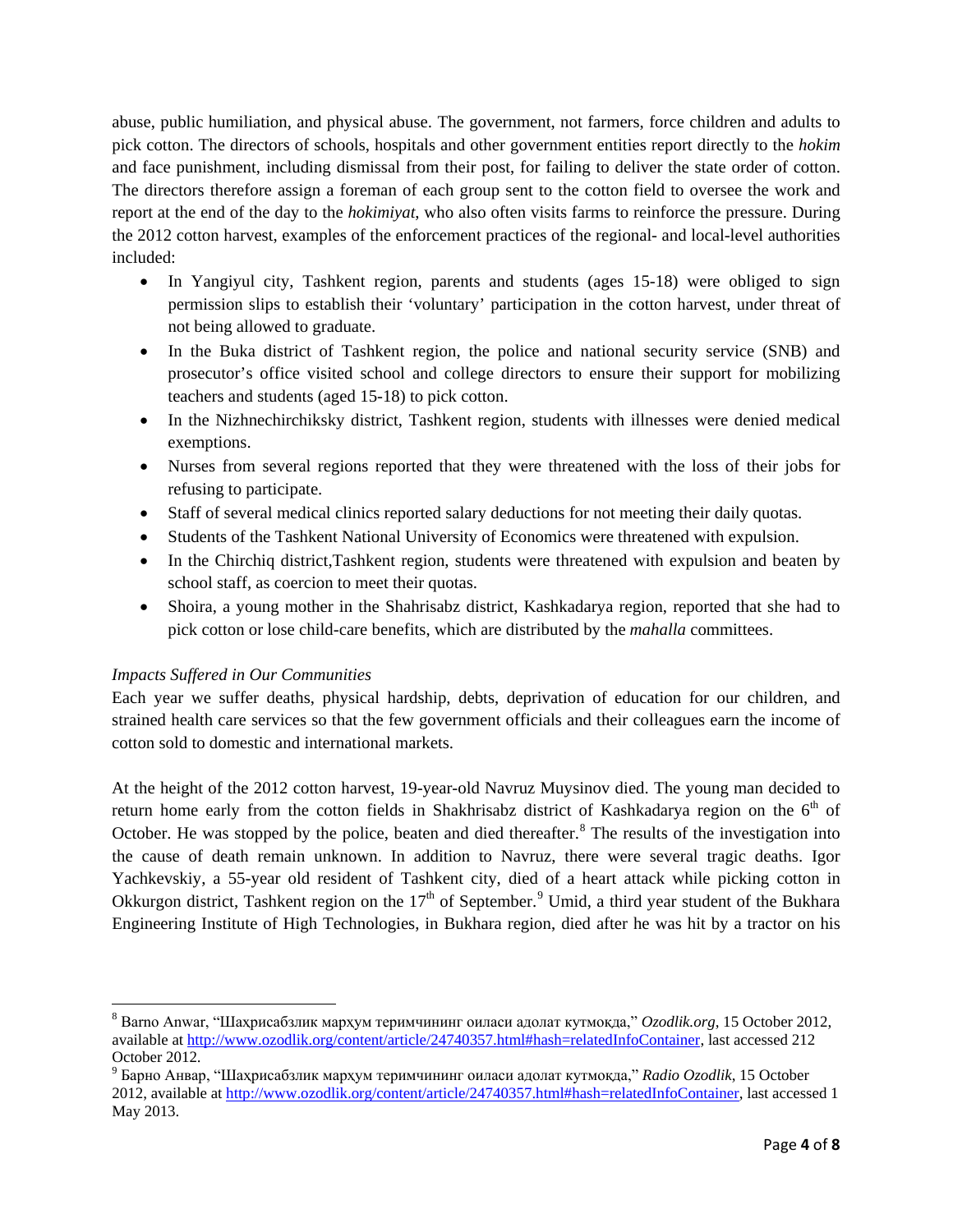abuse, public humiliation, and physical abuse. The government, not farmers, force children and adults to pick cotton. The directors of schools, hospitals and other government entities report directly to the *hokim* and face punishment, including dismissal from their post, for failing to deliver the state order of cotton. The directors therefore assign a foreman of each group sent to the cotton field to oversee the work and report at the end of the day to the *hokimiyat*, who also often visits farms to reinforce the pressure. During the 2012 cotton harvest, examples of the enforcement practices of the regional- and local-level authorities included:

- In Yangiyul city, Tashkent region, parents and students (ages 15-18) were obliged to sign permission slips to establish their 'voluntary' participation in the cotton harvest, under threat of not being allowed to graduate.
- In the Buka district of Tashkent region, the police and national security service (SNB) and prosecutor's office visited school and college directors to ensure their support for mobilizing teachers and students (aged 15-18) to pick cotton.
- In the Nizhnechirchiksky district, Tashkent region, students with illnesses were denied medical exemptions.
- Nurses from several regions reported that they were threatened with the loss of their jobs for refusing to participate.
- Staff of several medical clinics reported salary deductions for not meeting their daily quotas.
- Students of the Tashkent National University of Economics were threatened with expulsion.
- In the Chirchiq district,Tashkent region, students were threatened with expulsion and beaten by school staff, as coercion to meet their quotas.
- Shoira, a young mother in the Shahrisabz district, Kashkadarya region, reported that she had to pick cotton or lose child-care benefits, which are distributed by the *mahalla* committees.

*Impacts Suffered in Our Communities*

Each year we suffer deaths, physical hardship, debts, deprivation of education for our children, and strained health care services so that the few government officials and their colleagues earn the income of cotton sold to domestic and international markets.

At the height of the 2012 cotton harvest, 19-year-old Navruz Muysinov died. The young man decided to return home early from the cotton fields in Shakhrisabz district of Kashkadarya region on the 6th of October. He was stopped by the police, beaten and died thereafter.[8] The results of the investigation into the cause of death remain unknown. In addition to Navruz, there were several tragic deaths. Igor Yachkevskiy, a 55-year old resident of Tashkent city, died of a heart attack while picking cotton in Okkurgon district, Tashkent region on the 17th of September.[9] Umid, a third year student of the Bukhara Engineering Institute of High Technologies, in Bukhara region, died after he was hit by a tractor on his

---

[8] Barno Anwar, "Шаҳрисабзлик марҳум теримчининг оиласи адолат кутмоқда," *Ozodlik.org*, 15 October 2012, available at http://www.ozodlik.org/content/article/24740357.html#hash=relatedInfoContainer, last accessed 212 October 2012.

[9] Барно Анвар, "Шаҳрисабзлик марҳум теримчининг оиласи адолат кутмоқда," *Radio Ozodlik*, 15 October 2012, available at http://www.ozodlik.org/content/article/24740357.html#hash=relatedInfoContainer, last accessed 1 May 2013.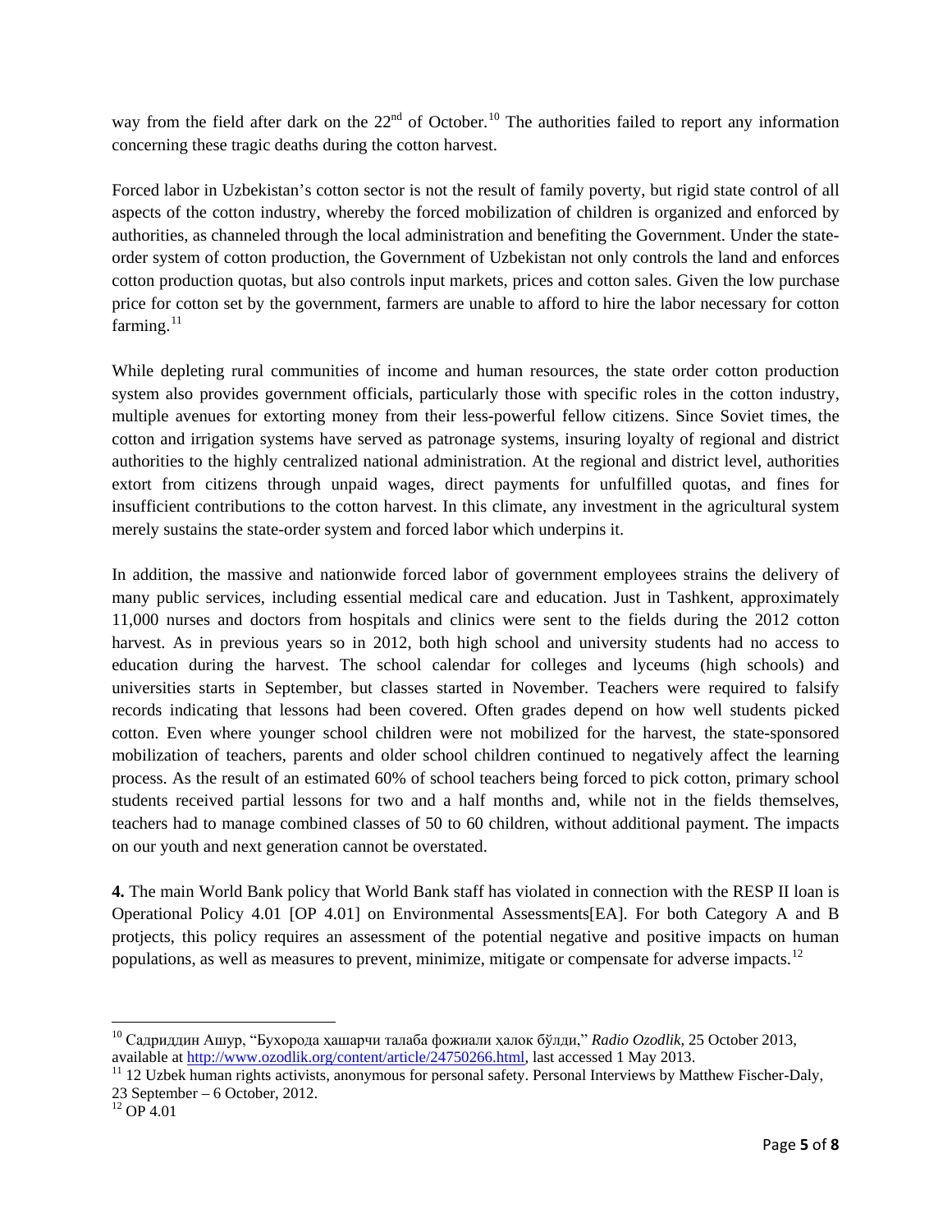way from the field after dark on the 22nd of October.[10] The authorities failed to report any information concerning these tragic deaths during the cotton harvest.

Forced labor in Uzbekistan's cotton sector is not the result of family poverty, but rigid state control of all aspects of the cotton industry, whereby the forced mobilization of children is organized and enforced by authorities, as channeled through the local administration and benefiting the Government. Under the state-order system of cotton production, the Government of Uzbekistan not only controls the land and enforces cotton production quotas, but also controls input markets, prices and cotton sales. Given the low purchase price for cotton set by the government, farmers are unable to afford to hire the labor necessary for cotton farming.[11]

While depleting rural communities of income and human resources, the state order cotton production system also provides government officials, particularly those with specific roles in the cotton industry, multiple avenues for extorting money from their less-powerful fellow citizens. Since Soviet times, the cotton and irrigation systems have served as patronage systems, insuring loyalty of regional and district authorities to the highly centralized national administration. At the regional and district level, authorities extort from citizens through unpaid wages, direct payments for unfulfilled quotas, and fines for insufficient contributions to the cotton harvest. In this climate, any investment in the agricultural system merely sustains the state-order system and forced labor which underpins it.

In addition, the massive and nationwide forced labor of government employees strains the delivery of many public services, including essential medical care and education. Just in Tashkent, approximately 11,000 nurses and doctors from hospitals and clinics were sent to the fields during the 2012 cotton harvest. As in previous years so in 2012, both high school and university students had no access to education during the harvest. The school calendar for colleges and lyceums (high schools) and universities starts in September, but classes started in November. Teachers were required to falsify records indicating that lessons had been covered. Often grades depend on how well students picked cotton. Even where younger school children were not mobilized for the harvest, the state-sponsored mobilization of teachers, parents and older school children continued to negatively affect the learning process. As the result of an estimated 60% of school teachers being forced to pick cotton, primary school students received partial lessons for two and a half months and, while not in the fields themselves, teachers had to manage combined classes of 50 to 60 children, without additional payment. The impacts on our youth and next generation cannot be overstated.

**4.** The main World Bank policy that World Bank staff has violated in connection with the RESP II loan is Operational Policy 4.01 [OP 4.01] on Environmental Assessments[EA]. For both Category A and B protjects, this policy requires an assessment of the potential negative and positive impacts on human populations, as well as measures to prevent, minimize, mitigate or compensate for adverse impacts.[12]

---

[10] Садриддин Ашур, "Бухорода ҳашарчи талаба фожиали ҳалок бўлди," *Radio Ozodlik*, 25 October 2013, available at http://www.ozodlik.org/content/article/24750266.html, last accessed 1 May 2013.

[11] 12 Uzbek human rights activists, anonymous for personal safety. Personal Interviews by Matthew Fischer-Daly, 23 September – 6 October, 2012.

[12] OP 4.01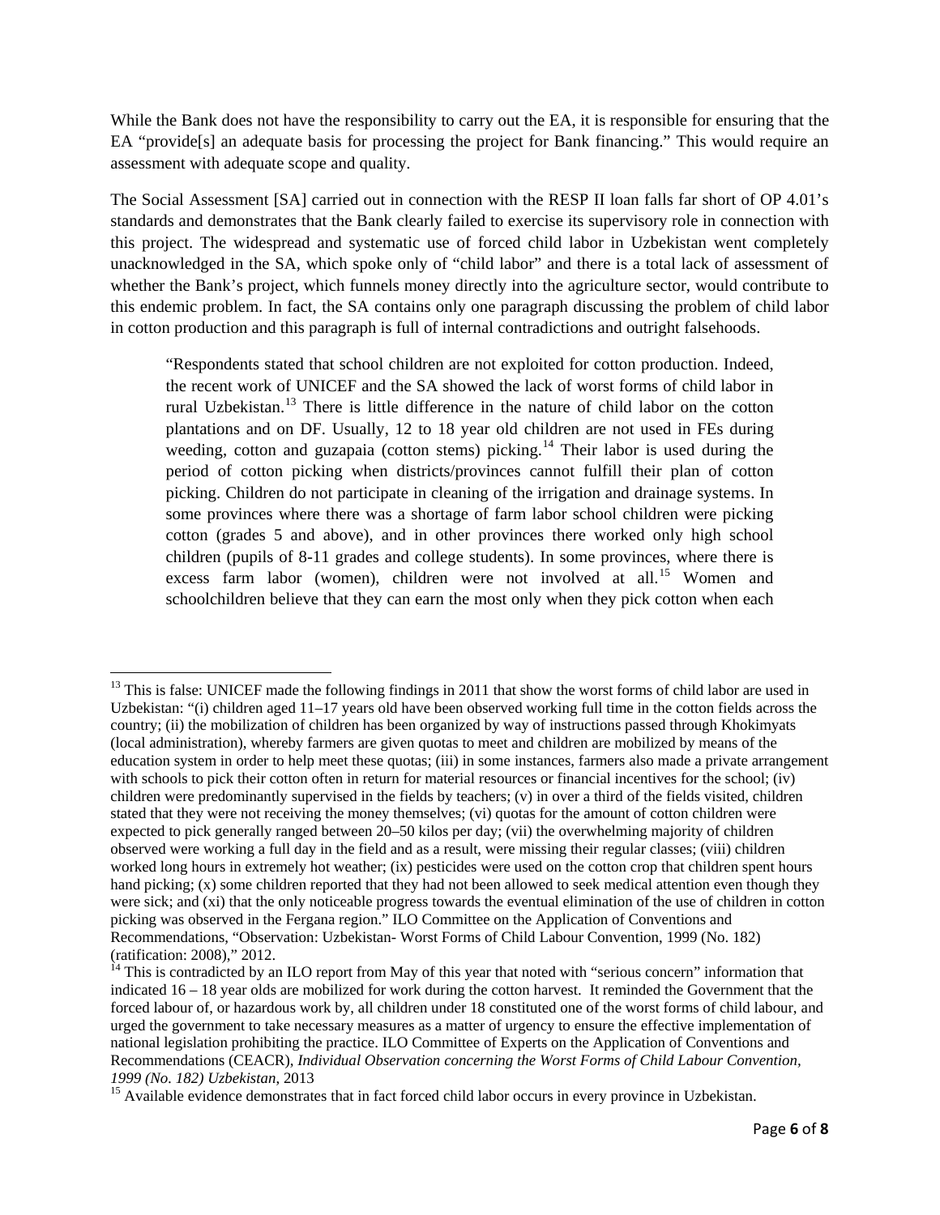While the Bank does not have the responsibility to carry out the EA, it is responsible for ensuring that the EA "provide[s] an adequate basis for processing the project for Bank financing." This would require an assessment with adequate scope and quality.

The Social Assessment [SA] carried out in connection with the RESP II loan falls far short of OP 4.01's standards and demonstrates that the Bank clearly failed to exercise its supervisory role in connection with this project. The widespread and systematic use of forced child labor in Uzbekistan went completely unacknowledged in the SA, which spoke only of "child labor" and there is a total lack of assessment of whether the Bank's project, which funnels money directly into the agriculture sector, would contribute to this endemic problem. In fact, the SA contains only one paragraph discussing the problem of child labor in cotton production and this paragraph is full of internal contradictions and outright falsehoods.

> "Respondents stated that school children are not exploited for cotton production. Indeed, the recent work of UNICEF and the SA showed the lack of worst forms of child labor in rural Uzbekistan.[13] There is little difference in the nature of child labor on the cotton plantations and on DF. Usually, 12 to 18 year old children are not used in FEs during weeding, cotton and guzapaia (cotton stems) picking.[14] Their labor is used during the period of cotton picking when districts/provinces cannot fulfill their plan of cotton picking. Children do not participate in cleaning of the irrigation and drainage systems. In some provinces where there was a shortage of farm labor school children were picking cotton (grades 5 and above), and in other provinces there worked only high school children (pupils of 8-11 grades and college students). In some provinces, where there is excess farm labor (women), children were not involved at all.[15] Women and schoolchildren believe that they can earn the most only when they pick cotton when each

---

[13] This is false: UNICEF made the following findings in 2011 that show the worst forms of child labor are used in Uzbekistan: "(i) children aged 11–17 years old have been observed working full time in the cotton fields across the country; (ii) the mobilization of children has been organized by way of instructions passed through Khokimyats (local administration), whereby farmers are given quotas to meet and children are mobilized by means of the education system in order to help meet these quotas; (iii) in some instances, farmers also made a private arrangement with schools to pick their cotton often in return for material resources or financial incentives for the school; (iv) children were predominantly supervised in the fields by teachers; (v) in over a third of the fields visited, children stated that they were not receiving the money themselves; (vi) quotas for the amount of cotton children were expected to pick generally ranged between 20–50 kilos per day; (vii) the overwhelming majority of children observed were working a full day in the field and as a result, were missing their regular classes; (viii) children worked long hours in extremely hot weather; (ix) pesticides were used on the cotton crop that children spent hours hand picking; (x) some children reported that they had not been allowed to seek medical attention even though they were sick; and (xi) that the only noticeable progress towards the eventual elimination of the use of children in cotton picking was observed in the Fergana region." ILO Committee on the Application of Conventions and Recommendations, "Observation: Uzbekistan- Worst Forms of Child Labour Convention, 1999 (No. 182) (ratification: 2008)," 2012.

[14] This is contradicted by an ILO report from May of this year that noted with "serious concern" information that indicated 16 – 18 year olds are mobilized for work during the cotton harvest. It reminded the Government that the forced labour of, or hazardous work by, all children under 18 constituted one of the worst forms of child labour, and urged the government to take necessary measures as a matter of urgency to ensure the effective implementation of national legislation prohibiting the practice. ILO Committee of Experts on the Application of Conventions and Recommendations (CEACR), *Individual Observation concerning the Worst Forms of Child Labour Convention, 1999 (No. 182) Uzbekistan*, 2013

[15] Available evidence demonstrates that in fact forced child labor occurs in every province in Uzbekistan.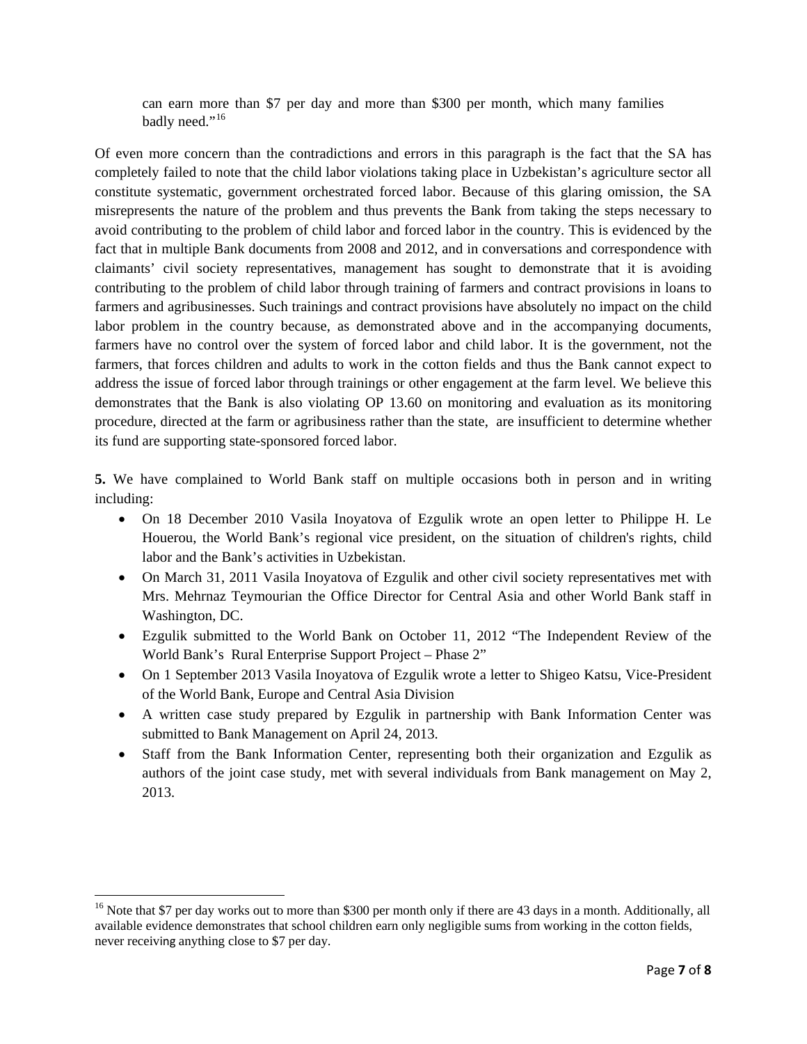> can earn more than $7 per day and more than $300 per month, which many families badly need."[16]

Of even more concern than the contradictions and errors in this paragraph is the fact that the SA has completely failed to note that the child labor violations taking place in Uzbekistan's agriculture sector all constitute systematic, government orchestrated forced labor. Because of this glaring omission, the SA misrepresents the nature of the problem and thus prevents the Bank from taking the steps necessary to avoid contributing to the problem of child labor and forced labor in the country. This is evidenced by the fact that in multiple Bank documents from 2008 and 2012, and in conversations and correspondence with claimants' civil society representatives, management has sought to demonstrate that it is avoiding contributing to the problem of child labor through training of farmers and contract provisions in loans to farmers and agribusinesses. Such trainings and contract provisions have absolutely no impact on the child labor problem in the country because, as demonstrated above and in the accompanying documents, farmers have no control over the system of forced labor and child labor. It is the government, not the farmers, that forces children and adults to work in the cotton fields and thus the Bank cannot expect to address the issue of forced labor through trainings or other engagement at the farm level. We believe this demonstrates that the Bank is also violating OP 13.60 on monitoring and evaluation as its monitoring procedure, directed at the farm or agribusiness rather than the state, are insufficient to determine whether its fund are supporting state-sponsored forced labor.

**5.** We have complained to World Bank staff on multiple occasions both in person and in writing including:

- On 18 December 2010 Vasila Inoyatova of Ezgulik wrote an open letter to Philippe H. Le Houerou, the World Bank's regional vice president, on the situation of children's rights, child labor and the Bank's activities in Uzbekistan.
- On March 31, 2011 Vasila Inoyatova of Ezgulik and other civil society representatives met with Mrs. Mehrnaz Teymourian the Office Director for Central Asia and other World Bank staff in Washington, DC.
- Ezgulik submitted to the World Bank on October 11, 2012 "The Independent Review of the World Bank's Rural Enterprise Support Project – Phase 2"
- On 1 September 2013 Vasila Inoyatova of Ezgulik wrote a letter to Shigeo Katsu, Vice-President of the World Bank, Europe and Central Asia Division
- A written case study prepared by Ezgulik in partnership with Bank Information Center was submitted to Bank Management on April 24, 2013.
- Staff from the Bank Information Center, representing both their organization and Ezgulik as authors of the joint case study, met with several individuals from Bank management on May 2, 2013.

---

[16] Note that $7 per day works out to more than $300 per month only if there are 43 days in a month. Additionally, all available evidence demonstrates that school children earn only negligible sums from working in the cotton fields, never receiving anything close to $7 per day.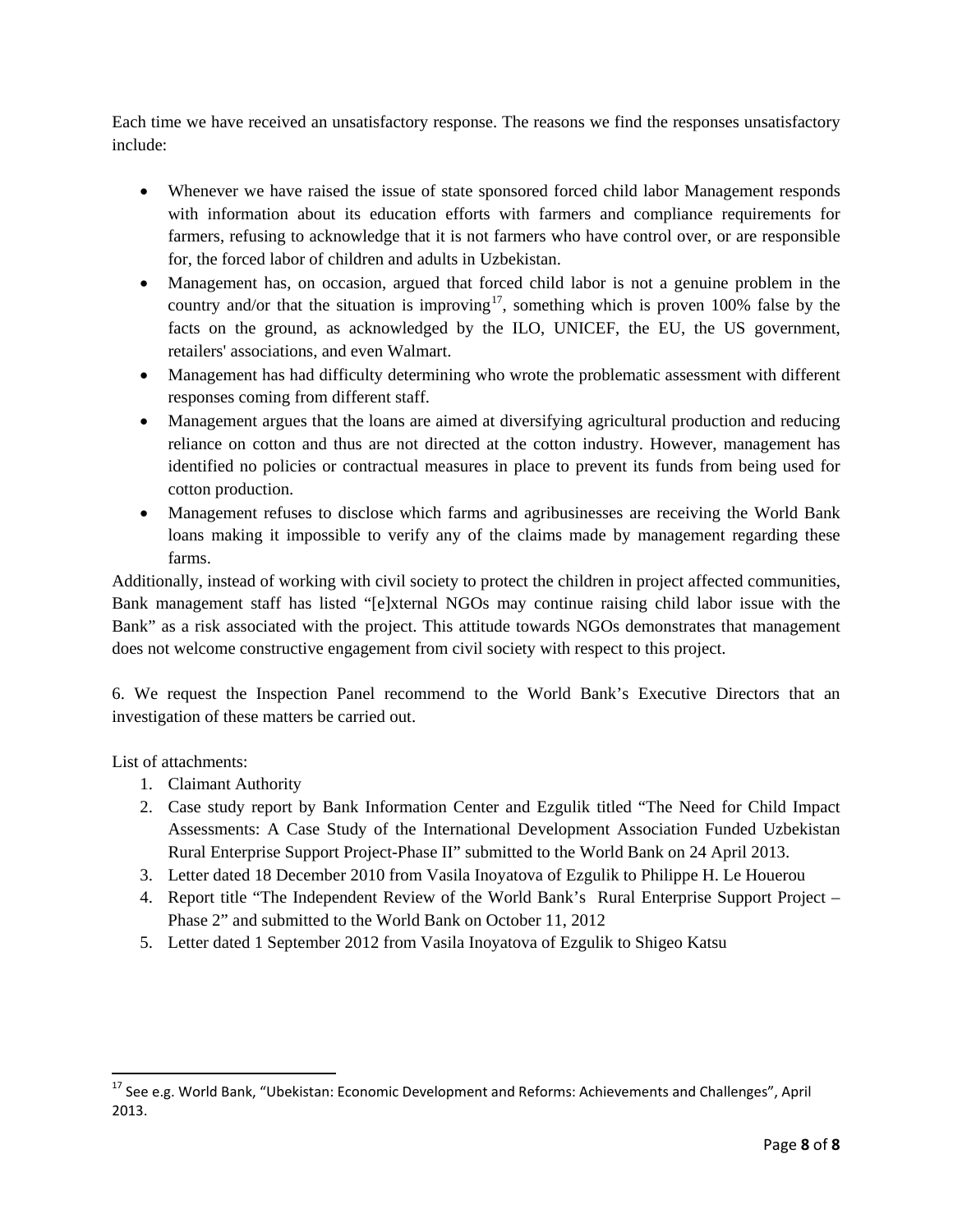Each time we have received an unsatisfactory response. The reasons we find the responses unsatisfactory include:

- Whenever we have raised the issue of state sponsored forced child labor Management responds with information about its education efforts with farmers and compliance requirements for farmers, refusing to acknowledge that it is not farmers who have control over, or are responsible for, the forced labor of children and adults in Uzbekistan.
- Management has, on occasion, argued that forced child labor is not a genuine problem in the country and/or that the situation is improving[17], something which is proven 100% false by the facts on the ground, as acknowledged by the ILO, UNICEF, the EU, the US government, retailers' associations, and even Walmart.
- Management has had difficulty determining who wrote the problematic assessment with different responses coming from different staff.
- Management argues that the loans are aimed at diversifying agricultural production and reducing reliance on cotton and thus are not directed at the cotton industry. However, management has identified no policies or contractual measures in place to prevent its funds from being used for cotton production.
- Management refuses to disclose which farms and agribusinesses are receiving the World Bank loans making it impossible to verify any of the claims made by management regarding these farms.

Additionally, instead of working with civil society to protect the children in project affected communities, Bank management staff has listed "[e]xternal NGOs may continue raising child labor issue with the Bank" as a risk associated with the project. This attitude towards NGOs demonstrates that management does not welcome constructive engagement from civil society with respect to this project.

6. We request the Inspection Panel recommend to the World Bank's Executive Directors that an investigation of these matters be carried out.

List of attachments:

1. Claimant Authority
2. Case study report by Bank Information Center and Ezgulik titled "The Need for Child Impact Assessments: A Case Study of the International Development Association Funded Uzbekistan Rural Enterprise Support Project-Phase II" submitted to the World Bank on 24 April 2013.
3. Letter dated 18 December 2010 from Vasila Inoyatova of Ezgulik to Philippe H. Le Houerou
4. Report title "The Independent Review of the World Bank's Rural Enterprise Support Project – Phase 2" and submitted to the World Bank on October 11, 2012
5. Letter dated 1 September 2012 from Vasila Inoyatova of Ezgulik to Shigeo Katsu

---

[17] See e.g. World Bank, "Ubekistan: Economic Development and Reforms: Achievements and Challenges", April 2013.